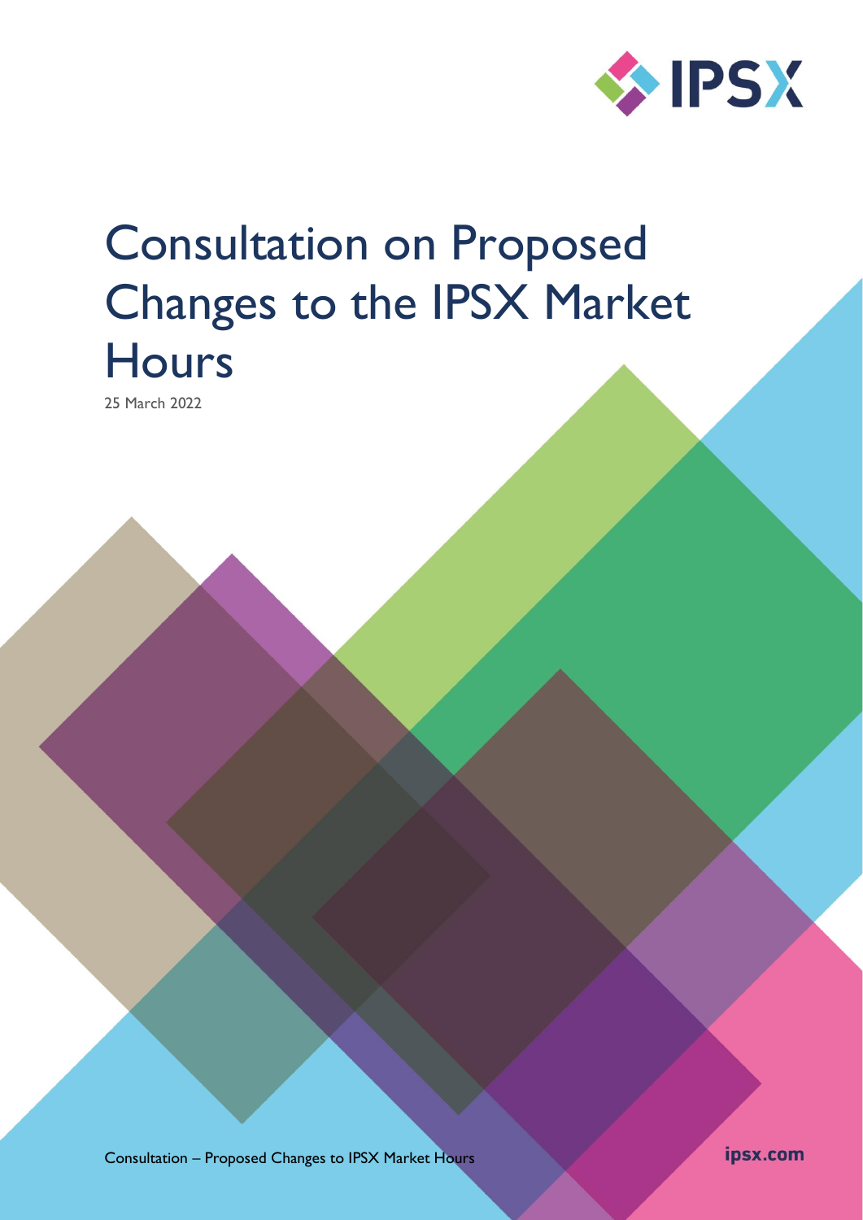# Consultation on Proposed Changes to the IPSX Market Hours

25 March 2022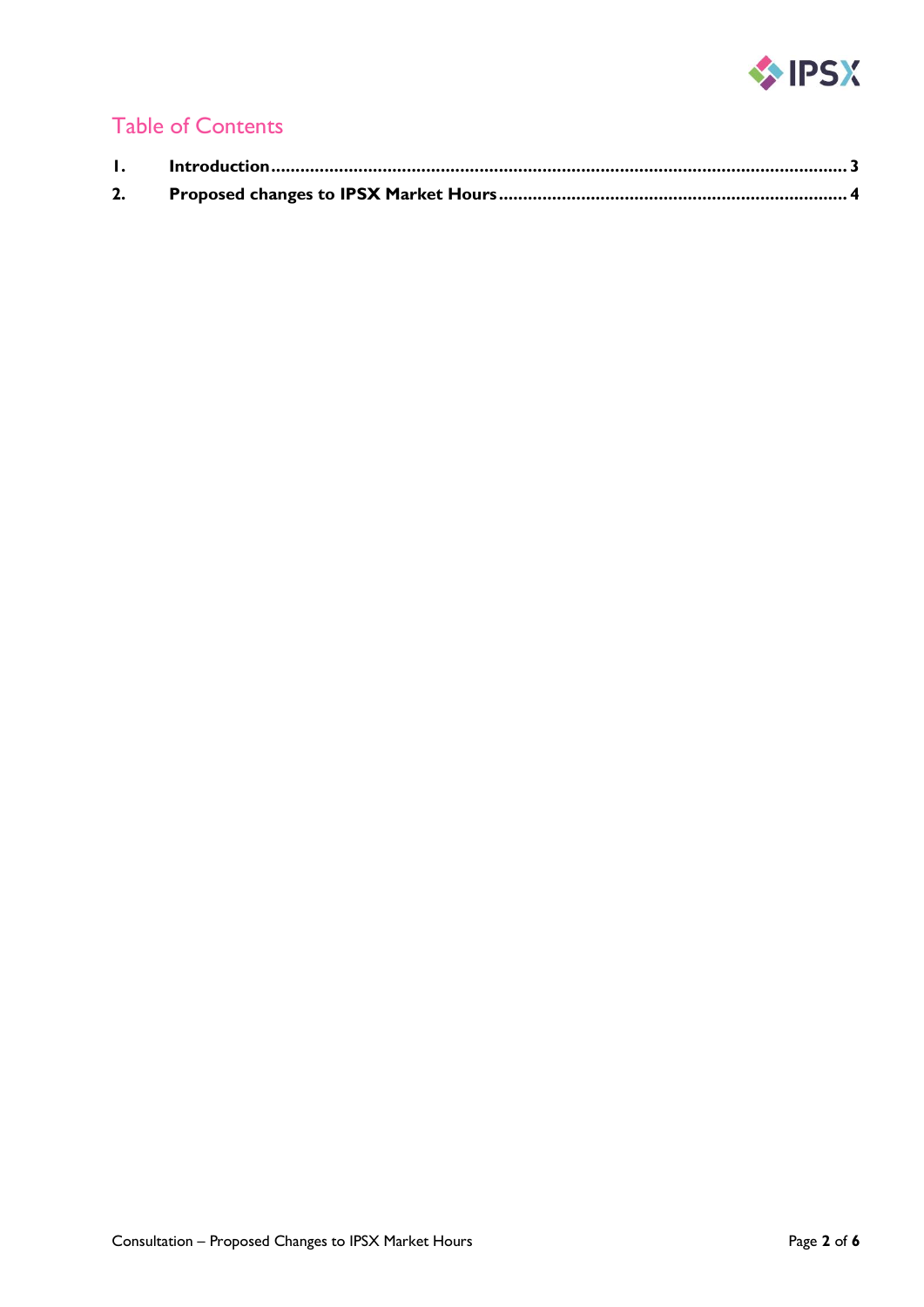# Table of Contents

| | | |
|---|---|---|
| **1.** | **Introduction** | **3** |
| **2.** | **Proposed changes to IPSX Market Hours** | **4** |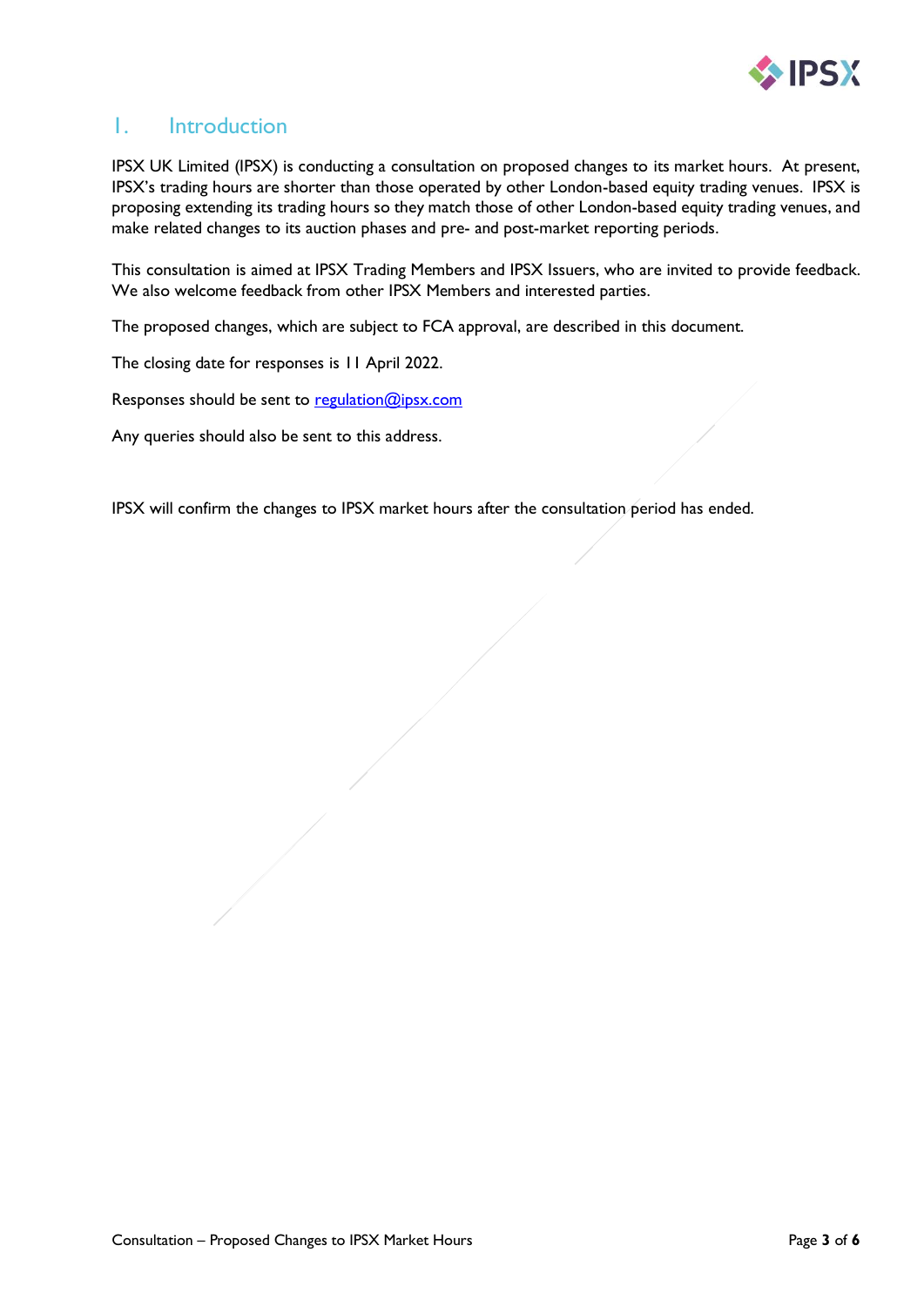# 1. Introduction

IPSX UK Limited (IPSX) is conducting a consultation on proposed changes to its market hours. At present, IPSX's trading hours are shorter than those operated by other London-based equity trading venues. IPSX is proposing extending its trading hours so they match those of other London-based equity trading venues, and make related changes to its auction phases and pre- and post-market reporting periods.

This consultation is aimed at IPSX Trading Members and IPSX Issuers, who are invited to provide feedback. We also welcome feedback from other IPSX Members and interested parties.

The proposed changes, which are subject to FCA approval, are described in this document.

The closing date for responses is 11 April 2022.

Responses should be sent to [regulation@ipsx.com](mailto:regulation@ipsx.com)

Any queries should also be sent to this address.

IPSX will confirm the changes to IPSX market hours after the consultation period has ended.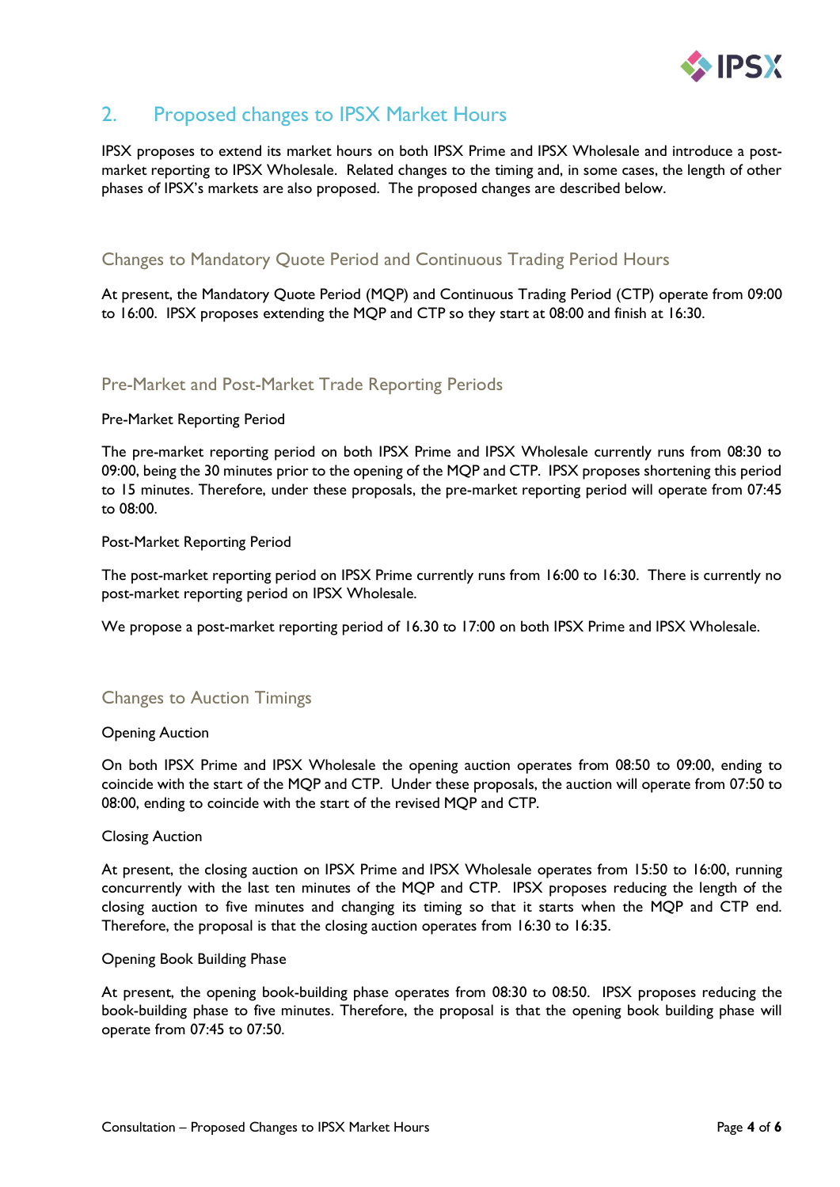## 2. Proposed changes to IPSX Market Hours

IPSX proposes to extend its market hours on both IPSX Prime and IPSX Wholesale and introduce a post-market reporting to IPSX Wholesale. Related changes to the timing and, in some cases, the length of other phases of IPSX's markets are also proposed. The proposed changes are described below.

### Changes to Mandatory Quote Period and Continuous Trading Period Hours

At present, the Mandatory Quote Period (MQP) and Continuous Trading Period (CTP) operate from 09:00 to 16:00. IPSX proposes extending the MQP and CTP so they start at 08:00 and finish at 16:30.

### Pre-Market and Post-Market Trade Reporting Periods

Pre-Market Reporting Period

The pre-market reporting period on both IPSX Prime and IPSX Wholesale currently runs from 08:30 to 09:00, being the 30 minutes prior to the opening of the MQP and CTP. IPSX proposes shortening this period to 15 minutes. Therefore, under these proposals, the pre-market reporting period will operate from 07:45 to 08:00.

Post-Market Reporting Period

The post-market reporting period on IPSX Prime currently runs from 16:00 to 16:30. There is currently no post-market reporting period on IPSX Wholesale.

We propose a post-market reporting period of 16.30 to 17:00 on both IPSX Prime and IPSX Wholesale.

### Changes to Auction Timings

Opening Auction

On both IPSX Prime and IPSX Wholesale the opening auction operates from 08:50 to 09:00, ending to coincide with the start of the MQP and CTP. Under these proposals, the auction will operate from 07:50 to 08:00, ending to coincide with the start of the revised MQP and CTP.

Closing Auction

At present, the closing auction on IPSX Prime and IPSX Wholesale operates from 15:50 to 16:00, running concurrently with the last ten minutes of the MQP and CTP. IPSX proposes reducing the length of the closing auction to five minutes and changing its timing so that it starts when the MQP and CTP end. Therefore, the proposal is that the closing auction operates from 16:30 to 16:35.

Opening Book Building Phase

At present, the opening book-building phase operates from 08:30 to 08:50. IPSX proposes reducing the book-building phase to five minutes. Therefore, the proposal is that the opening book building phase will operate from 07:45 to 07:50.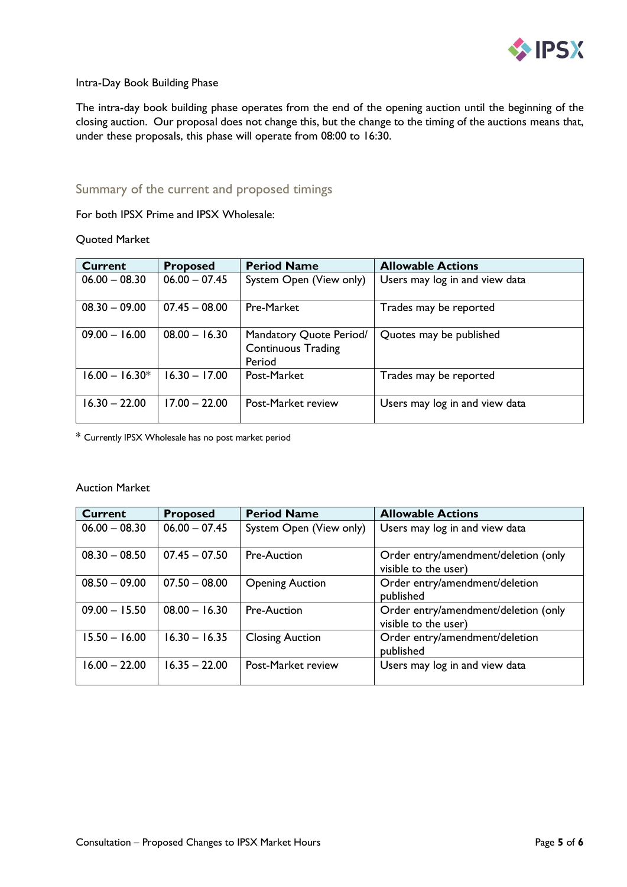Intra-Day Book Building Phase

The intra-day book building phase operates from the end of the opening auction until the beginning of the closing auction. Our proposal does not change this, but the change to the timing of the auctions means that, under these proposals, this phase will operate from 08:00 to 16:30.

## Summary of the current and proposed timings

For both IPSX Prime and IPSX Wholesale:

Quoted Market

| Current | Proposed | Period Name | Allowable Actions |
|---|---|---|---|
| 06.00 – 08.30 | 06.00 – 07.45 | System Open (View only) | Users may log in and view data |
| 08.30 – 09.00 | 07.45 – 08.00 | Pre-Market | Trades may be reported |
| 09.00 – 16.00 | 08.00 – 16.30 | Mandatory Quote Period/ Continuous Trading Period | Quotes may be published |
| 16.00 – 16.30* | 16.30 – 17.00 | Post-Market | Trades may be reported |
| 16.30 – 22.00 | 17.00 – 22.00 | Post-Market review | Users may log in and view data |

\* Currently IPSX Wholesale has no post market period

Auction Market

| Current | Proposed | Period Name | Allowable Actions |
|---|---|---|---|
| 06.00 – 08.30 | 06.00 – 07.45 | System Open (View only) | Users may log in and view data |
| 08.30 – 08.50 | 07.45 – 07.50 | Pre-Auction | Order entry/amendment/deletion (only visible to the user) |
| 08.50 – 09.00 | 07.50 – 08.00 | Opening Auction | Order entry/amendment/deletion published |
| 09.00 – 15.50 | 08.00 – 16.30 | Pre-Auction | Order entry/amendment/deletion (only visible to the user) |
| 15.50 – 16.00 | 16.30 – 16.35 | Closing Auction | Order entry/amendment/deletion published |
| 16.00 – 22.00 | 16.35 – 22.00 | Post-Market review | Users may log in and view data |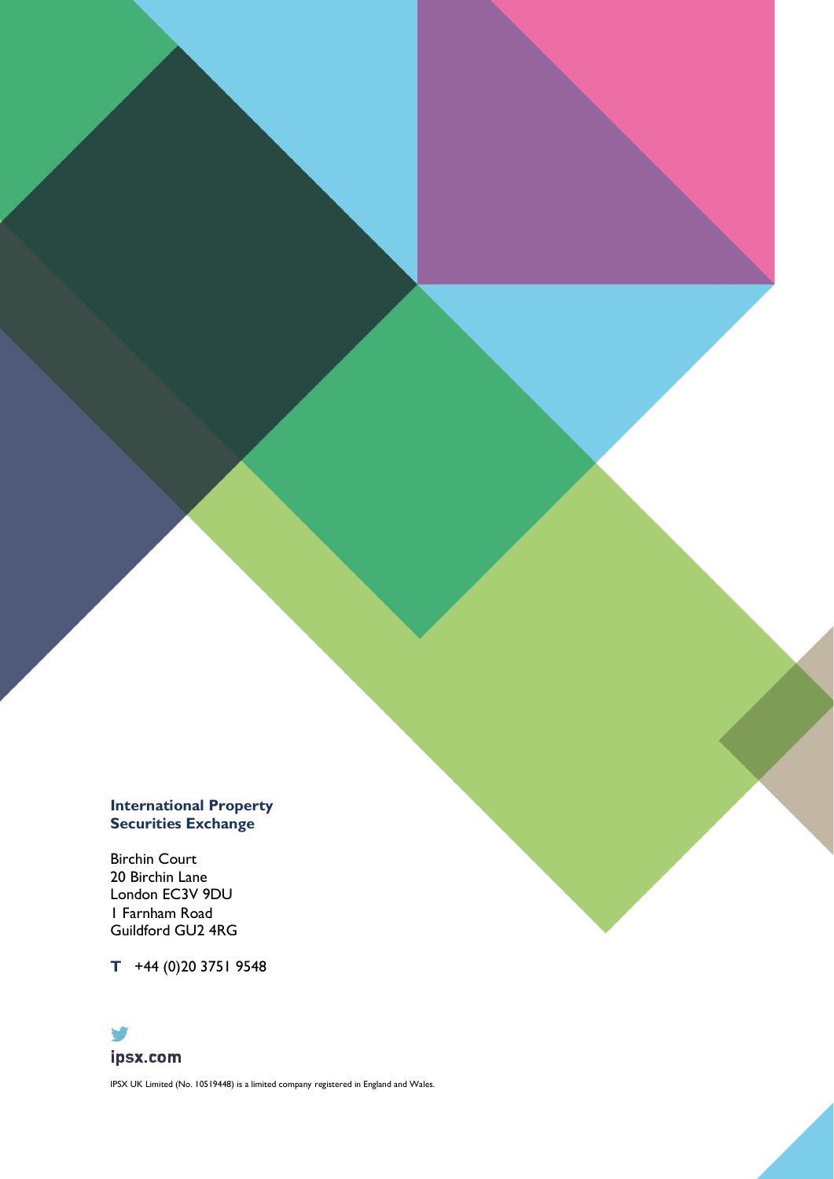**International Property Securities Exchange**

Birchin Court
20 Birchin Lane
London EC3V 9DU
1 Farnham Road
Guildford GU2 4RG

**T** +44 (0)20 3751 9548

ipsx.com

IPSX UK Limited (No. 10519448) is a limited company registered in England and Wales.